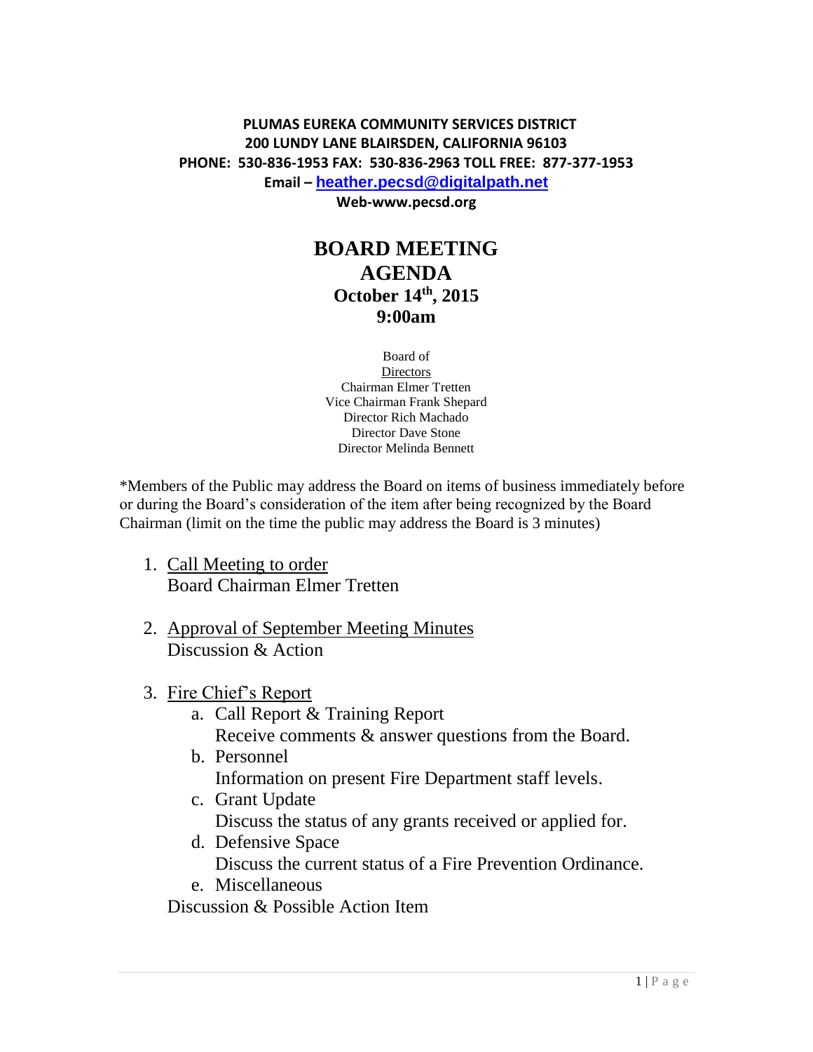**PLUMAS EUREKA COMMUNITY SERVICES DISTRICT**
**200 LUNDY LANE BLAIRSDEN, CALIFORNIA 96103**
**PHONE: 530-836-1953 FAX: 530-836-2963 TOLL FREE: 877-377-1953**
**Email – heather.pecsd@digitalpath.net**
**Web-www.pecsd.org**

# BOARD MEETING AGENDA

## October 14th, 2015
## 9:00am

Board of Directors
Chairman Elmer Tretten
Vice Chairman Frank Shepard
Director Rich Machado
Director Dave Stone
Director Melinda Bennett

*Members of the Public may address the Board on items of business immediately before or during the Board's consideration of the item after being recognized by the Board Chairman (limit on the time the public may address the Board is 3 minutes)

1. Call Meeting to order
   Board Chairman Elmer Tretten

2. Approval of September Meeting Minutes
   Discussion & Action

3. Fire Chief's Report
   a. Call Report & Training Report
      Receive comments & answer questions from the Board.
   b. Personnel
      Information on present Fire Department staff levels.
   c. Grant Update
      Discuss the status of any grants received or applied for.
   d. Defensive Space
      Discuss the current status of a Fire Prevention Ordinance.
   e. Miscellaneous

   Discussion & Possible Action Item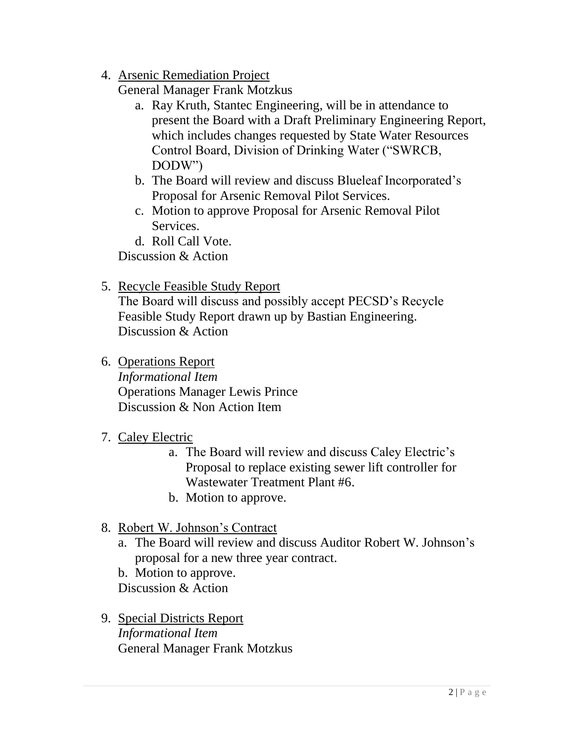4. <u>Arsenic Remediation Project</u>
   General Manager Frank Motzkus
    a. Ray Kruth, Stantec Engineering, will be in attendance to present the Board with a Draft Preliminary Engineering Report, which includes changes requested by State Water Resources Control Board, Division of Drinking Water ("SWRCB, DODW")
    b. The Board will review and discuss Blueleaf Incorporated's Proposal for Arsenic Removal Pilot Services.
    c. Motion to approve Proposal for Arsenic Removal Pilot Services.
    d. Roll Call Vote.

   Discussion & Action

5. <u>Recycle Feasible Study Report</u>
   The Board will discuss and possibly accept PECSD's Recycle Feasible Study Report drawn up by Bastian Engineering.
   Discussion & Action

6. <u>Operations Report</u>
   *Informational Item*
   Operations Manager Lewis Prince
   Discussion & Non Action Item

7. <u>Caley Electric</u>
    a. The Board will review and discuss Caley Electric's Proposal to replace existing sewer lift controller for Wastewater Treatment Plant #6.
    b. Motion to approve.

8. <u>Robert W. Johnson's Contract</u>
    a. The Board will review and discuss Auditor Robert W. Johnson's proposal for a new three year contract.
    b. Motion to approve.

   Discussion & Action

9. <u>Special Districts Report</u>
   *Informational Item*
   General Manager Frank Motzkus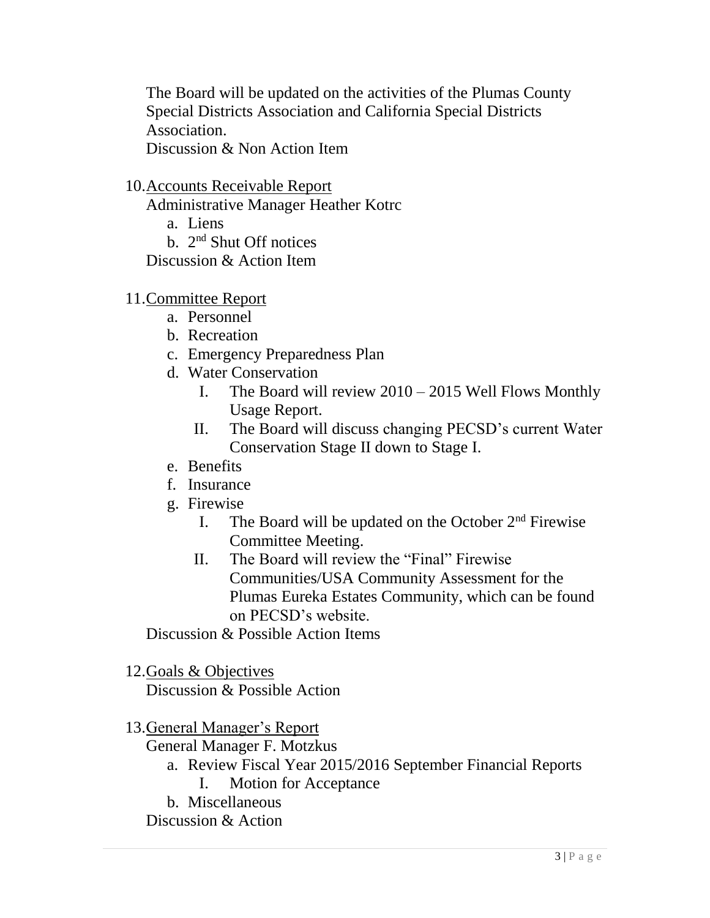The Board will be updated on the activities of the Plumas County Special Districts Association and California Special Districts Association.
Discussion & Non Action Item

10. Accounts Receivable Report
    Administrative Manager Heather Kotrc
    a. Liens
    b. 2nd Shut Off notices
    Discussion & Action Item

11. Committee Report
    a. Personnel
    b. Recreation
    c. Emergency Preparedness Plan
    d. Water Conservation
       I. The Board will review 2010 – 2015 Well Flows Monthly Usage Report.
       II. The Board will discuss changing PECSD's current Water Conservation Stage II down to Stage I.
    e. Benefits
    f. Insurance
    g. Firewise
       I. The Board will be updated on the October 2nd Firewise Committee Meeting.
       II. The Board will review the "Final" Firewise Communities/USA Community Assessment for the Plumas Eureka Estates Community, which can be found on PECSD's website.
    Discussion & Possible Action Items

12. Goals & Objectives
    Discussion & Possible Action

13. General Manager's Report
    General Manager F. Motzkus
    a. Review Fiscal Year 2015/2016 September Financial Reports
       I. Motion for Acceptance
    b. Miscellaneous
    Discussion & Action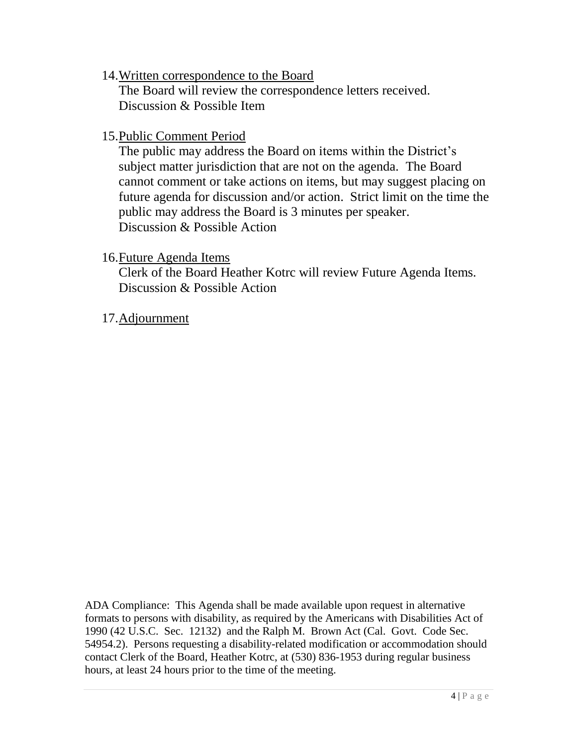14. <u>Written correspondence to the Board</u>
    The Board will review the correspondence letters received.
    Discussion & Possible Item

15. <u>Public Comment Period</u>
    The public may address the Board on items within the District's subject matter jurisdiction that are not on the agenda. The Board cannot comment or take actions on items, but may suggest placing on future agenda for discussion and/or action. Strict limit on the time the public may address the Board is 3 minutes per speaker.
    Discussion & Possible Action

16. <u>Future Agenda Items</u>
    Clerk of the Board Heather Kotrc will review Future Agenda Items.
    Discussion & Possible Action

17. <u>Adjournment</u>

ADA Compliance: This Agenda shall be made available upon request in alternative formats to persons with disability, as required by the Americans with Disabilities Act of 1990 (42 U.S.C. Sec. 12132) and the Ralph M. Brown Act (Cal. Govt. Code Sec. 54954.2). Persons requesting a disability-related modification or accommodation should contact Clerk of the Board, Heather Kotrc, at (530) 836-1953 during regular business hours, at least 24 hours prior to the time of the meeting.